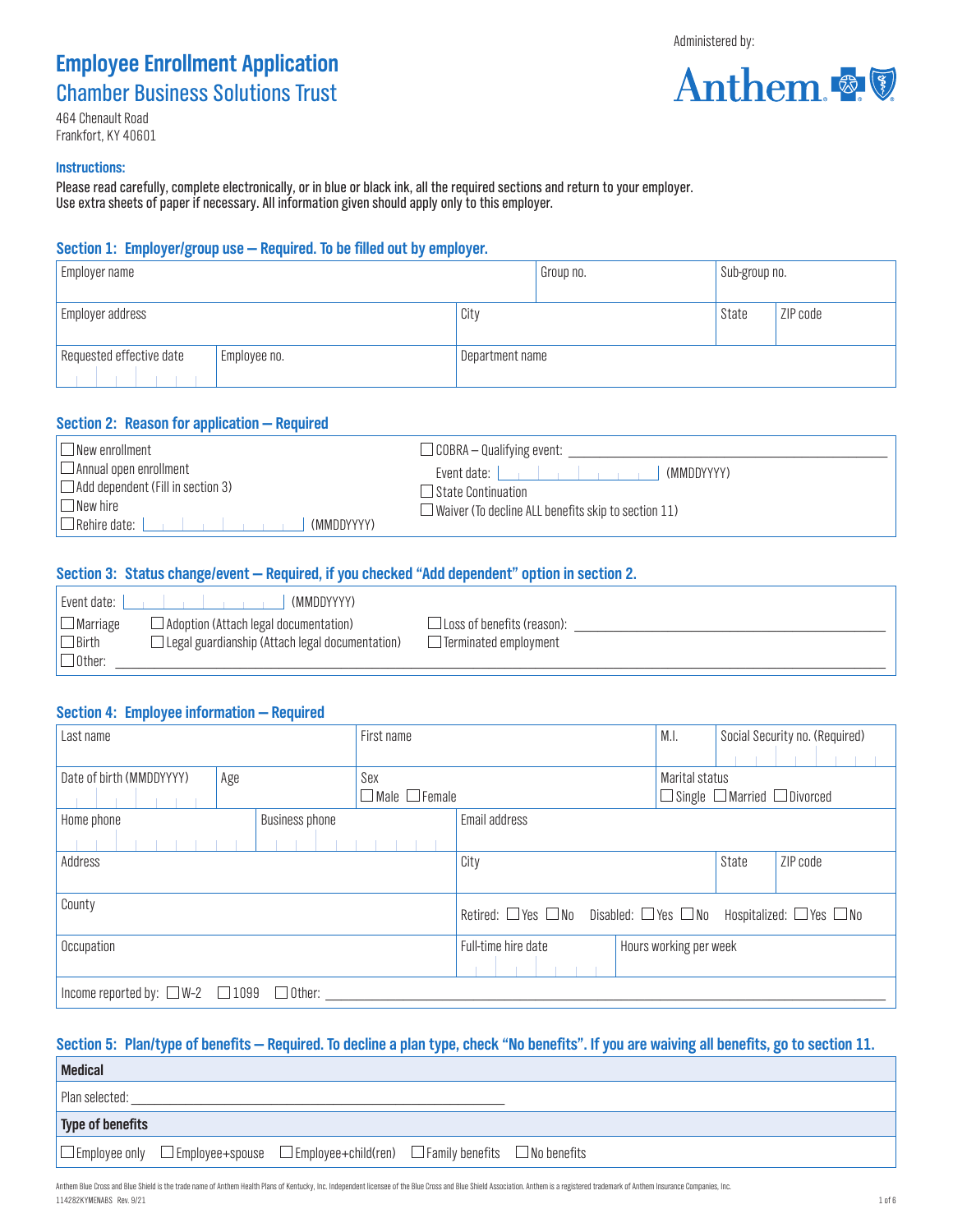Administered by: Anthem

# Employee Enrollment Application

## Chamber Business Solutions Trust

464 Chenault Road
Frankfort, KY 40601

**Instructions:**

Please read carefully, complete electronically, or in blue or black ink, all the required sections and return to your employer.
Use extra sheets of paper if necessary. All information given should apply only to this employer.

### Section 1: Employer/group use — Required. To be filled out by employer.

| Employer name | | Group no. | Sub-group no. | |
|---|---|---|---|---|
| Employer address | | City | State | ZIP code |
| Requested effective date | Employee no. | Department name | | |

### Section 2: Reason for application — Required

☐ New enrollment
☐ Annual open enrollment
☐ Add dependent (Fill in section 3)
☐ New hire
☐ Rehire date: __________ (MMDDYYYY)

☐ COBRA – Qualifying event: __________
Event date: __________ (MMDDYYYY)
☐ State Continuation
☐ Waiver (To decline ALL benefits skip to section 11)

### Section 3: Status change/event — Required, if you checked "Add dependent" option in section 2.

Event date: __________ (MMDDYYYY)

☐ Marriage ☐ Adoption (Attach legal documentation) ☐ Loss of benefits (reason): __________
☐ Birth ☐ Legal guardianship (Attach legal documentation) ☐ Terminated employment
☐ Other: __________

### Section 4: Employee information — Required

| Last name | | First name | M.I. | Social Security no. (Required) |
|---|---|---|---|---|
| Date of birth (MMDDYYYY) | Age | Sex ☐ Male ☐ Female | Marital status ☐ Single ☐ Married ☐ Divorced | |
| Home phone | Business phone | Email address | | |
| Address | | City | State | ZIP code |
| County | | Retired: ☐ Yes ☐ No Disabled: ☐ Yes ☐ No Hospitalized: ☐ Yes ☐ No | | |
| Occupation | | Full-time hire date | Hours working per week | |
| Income reported by: ☐ W-2 ☐ 1099 ☐ Other: __________ | | | | |

### Section 5: Plan/type of benefits — Required. To decline a plan type, check "No benefits". If you are waiving all benefits, go to section 11.

| **Medical** |
|---|
| Plan selected: __________ |
| **Type of benefits** |
| ☐ Employee only ☐ Employee+spouse ☐ Employee+child(ren) ☐ Family benefits ☐ No benefits |

Anthem Blue Cross and Blue Shield is the trade name of Anthem Health Plans of Kentucky, Inc. Independent licensee of the Blue Cross and Blue Shield Association. Anthem is a registered trademark of Anthem Insurance Companies, Inc.
114282KYMENABS Rev. 9/21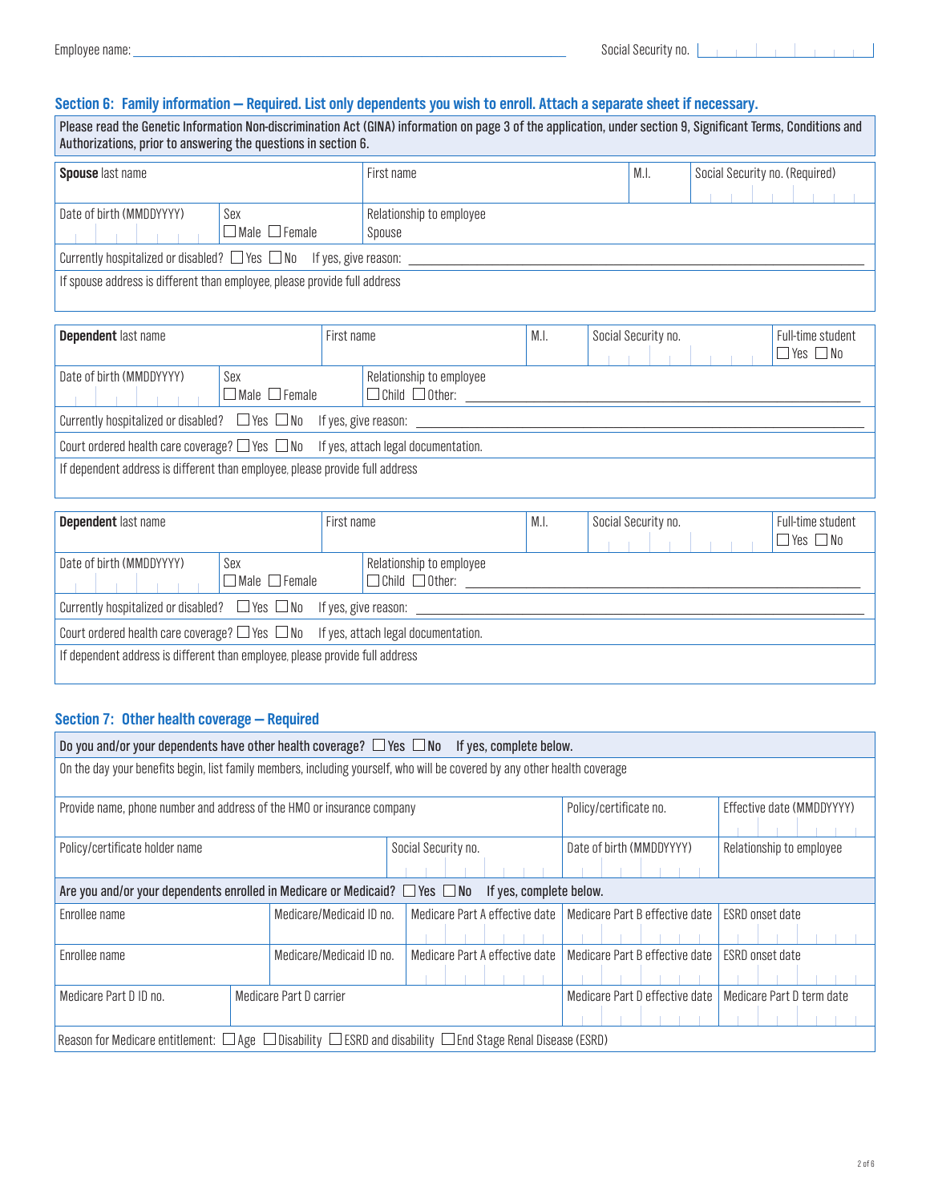Employee name: ______________________________ Social Security no. __________

## Section 6: Family information — Required. List only dependents you wish to enroll. Attach a separate sheet if necessary.

Please read the Genetic Information Non-discrimination Act (GINA) information on page 3 of the application, under section 9, Significant Terms, Conditions and Authorizations, prior to answering the questions in section 6.

| **Spouse** last name | First name | M.I. | Social Security no. (Required) |
|---|---|---|---|
| Date of birth (MMDDYYYY) | Sex ☐ Male ☐ Female | Relationship to employee Spouse | |

Currently hospitalized or disabled? ☐ Yes ☐ No If yes, give reason: ______________________

If spouse address is different than employee, please provide full address

| **Dependent** last name | First name | M.I. | Social Security no. | Full-time student ☐ Yes ☐ No |
|---|---|---|---|---|
| Date of birth (MMDDYYYY) | Sex ☐ Male ☐ Female | Relationship to employee ☐ Child ☐ Other: ______ | | |

Currently hospitalized or disabled? ☐ Yes ☐ No If yes, give reason: ______________________

Court ordered health care coverage? ☐ Yes ☐ No If yes, attach legal documentation.

If dependent address is different than employee, please provide full address

| **Dependent** last name | First name | M.I. | Social Security no. | Full-time student ☐ Yes ☐ No |
|---|---|---|---|---|
| Date of birth (MMDDYYYY) | Sex ☐ Male ☐ Female | Relationship to employee ☐ Child ☐ Other: ______ | | |

Currently hospitalized or disabled? ☐ Yes ☐ No If yes, give reason: ______________________

Court ordered health care coverage? ☐ Yes ☐ No If yes, attach legal documentation.

If dependent address is different than employee, please provide full address

## Section 7: Other health coverage — Required

Do you and/or your dependents have other health coverage? ☐ Yes ☐ No If yes, complete below.

On the day your benefits begin, list family members, including yourself, who will be covered by any other health coverage

| Provide name, phone number and address of the HMO or insurance company | | Policy/certificate no. | Effective date (MMDDYYYY) |
|---|---|---|---|
| Policy/certificate holder name | Social Security no. | Date of birth (MMDDYYYY) | Relationship to employee |

Are you and/or your dependents enrolled in Medicare or Medicaid? ☐ Yes ☐ No If yes, complete below.

| Enrollee name | Medicare/Medicaid ID no. | Medicare Part A effective date | Medicare Part B effective date | ESRD onset date |
|---|---|---|---|---|
| Enrollee name | Medicare/Medicaid ID no. | Medicare Part A effective date | Medicare Part B effective date | ESRD onset date |

| Medicare Part D ID no. | Medicare Part D carrier | Medicare Part D effective date | Medicare Part D term date |
|---|---|---|---|

Reason for Medicare entitlement: ☐ Age ☐ Disability ☐ ESRD and disability ☐ End Stage Renal Disease (ESRD)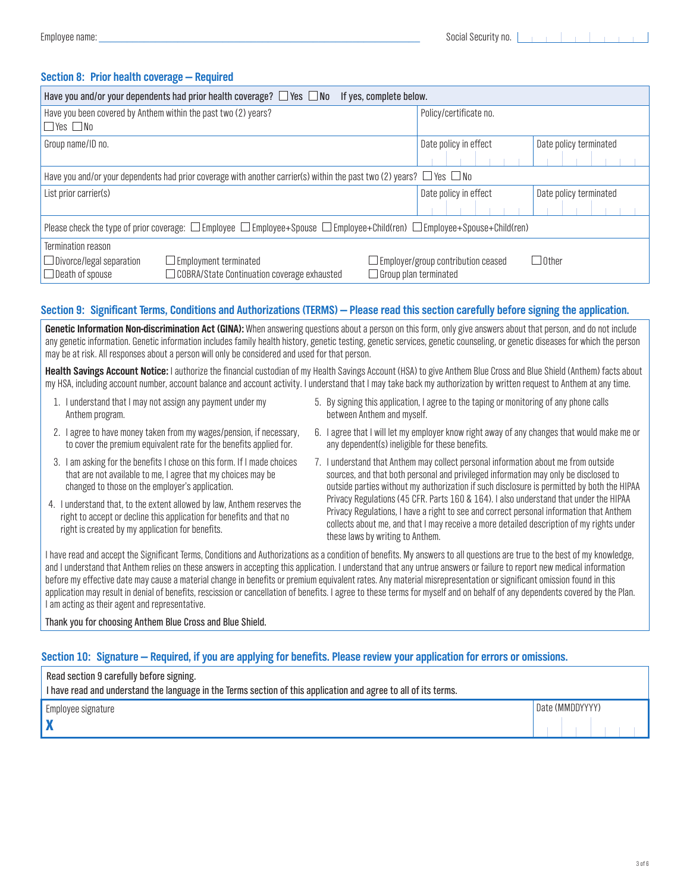Employee name: _______________ Social Security no. _______________

### Section 8: Prior health coverage – Required

| Have you and/or your dependents had prior health coverage? ☐ Yes ☐ No If yes, complete below. | | |
|---|---|---|
| Have you been covered by Anthem within the past two (2) years? ☐ Yes ☐ No | Policy/certificate no. | |
| Group name/ID no. | Date policy in effect | Date policy terminated |
| Have you and/or your dependents had prior coverage with another carrier(s) within the past two (2) years? ☐ Yes ☐ No | | |
| List prior carrier(s) | Date policy in effect | Date policy terminated |
| Please check the type of prior coverage: ☐ Employee ☐ Employee+Spouse ☐ Employee+Child(ren) ☐ Employee+Spouse+Child(ren) | | |
| Termination reason<br>☐ Divorce/legal separation ☐ Employment terminated ☐ Employer/group contribution ceased ☐ Other<br>☐ Death of spouse ☐ COBRA/State Continuation coverage exhausted ☐ Group plan terminated | | |

### Section 9: Significant Terms, Conditions and Authorizations (TERMS) – Please read this section carefully before signing the application.

**Genetic Information Non-discrimination Act (GINA):** When answering questions about a person on this form, only give answers about that person, and do not include any genetic information. Genetic information includes family health history, genetic testing, genetic services, genetic counseling, or genetic diseases for which the person may be at risk. All responses about a person will only be considered and used for that person.

**Health Savings Account Notice:** I authorize the financial custodian of my Health Savings Account (HSA) to give Anthem Blue Cross and Blue Shield (Anthem) facts about my HSA, including account number, account balance and account activity. I understand that I may take back my authorization by written request to Anthem at any time.

1. I understand that I may not assign any payment under my Anthem program.
2. I agree to have money taken from my wages/pension, if necessary, to cover the premium equivalent rate for the benefits applied for.
3. I am asking for the benefits I chose on this form. If I made choices that are not available to me, I agree that my choices may be changed to those on the employer's application.
4. I understand that, to the extent allowed by law, Anthem reserves the right to accept or decline this application for benefits and that no right is created by my application for benefits.
5. By signing this application, I agree to the taping or monitoring of any phone calls between Anthem and myself.
6. I agree that I will let my employer know right away of any changes that would make me or any dependent(s) ineligible for these benefits.
7. I understand that Anthem may collect personal information about me from outside sources, and that both personal and privileged information may only be disclosed to outside parties without my authorization if such disclosure is permitted by both the HIPAA Privacy Regulations (45 CFR. Parts 160 & 164). I also understand that under the HIPAA Privacy Regulations, I have a right to see and correct personal information that Anthem collects about me, and that I may receive a more detailed description of my rights under these laws by writing to Anthem.

I have read and accept the Significant Terms, Conditions and Authorizations as a condition of benefits. My answers to all questions are true to the best of my knowledge, and I understand that Anthem relies on these answers in accepting this application. I understand that any untrue answers or failure to report new medical information before my effective date may cause a material change in benefits or premium equivalent rates. Any material misrepresentation or significant omission found in this application may result in denial of benefits, rescission or cancellation of benefits. I agree to these terms for myself and on behalf of any dependents covered by the Plan. I am acting as their agent and representative.

Thank you for choosing Anthem Blue Cross and Blue Shield.

### Section 10: Signature – Required, if you are applying for benefits. Please review your application for errors or omissions.

Read section 9 carefully before signing.
I have read and understand the language in the Terms section of this application and agree to all of its terms.

| Employee signature | Date (MMDDYYYY) |
|---|---|
| **X** | |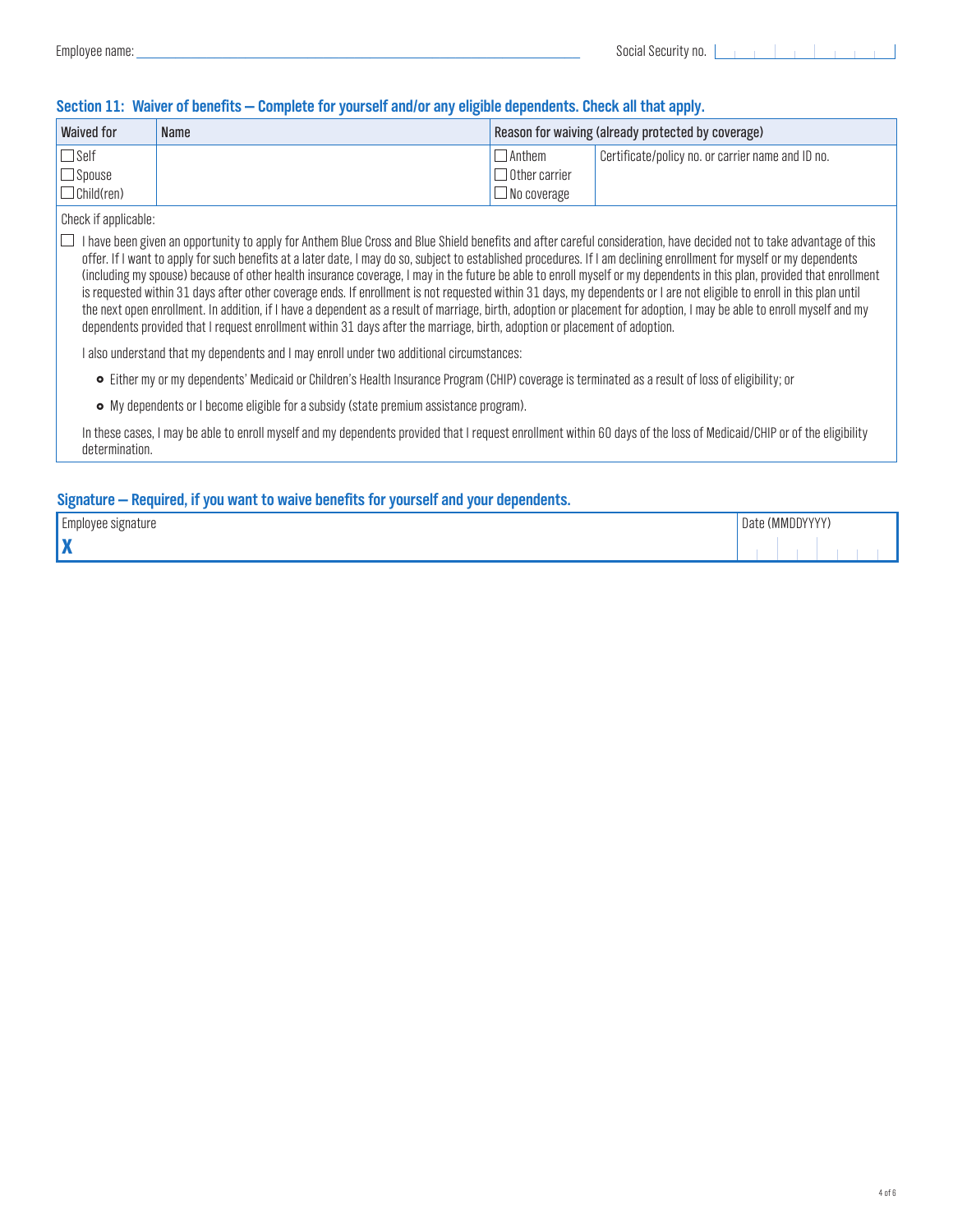Employee name: \_\_\_\_\_\_\_\_\_\_\_\_\_\_\_\_\_\_\_\_ Social Security no. \_\_\_\_\_\_\_\_\_\_

## Section 11: Waiver of benefits — Complete for yourself and/or any eligible dependents. Check all that apply.

| Waived for | Name | Reason for waiving (already protected by coverage) | |
|---|---|---|---|
| ☐ Self<br>☐ Spouse<br>☐ Child(ren) | | ☐ Anthem<br>☐ Other carrier<br>☐ No coverage | Certificate/policy no. or carrier name and ID no. |

Check if applicable:

☐ I have been given an opportunity to apply for Anthem Blue Cross and Blue Shield benefits and after careful consideration, have decided not to take advantage of this offer. If I want to apply for such benefits at a later date, I may do so, subject to established procedures. If I am declining enrollment for myself or my dependents (including my spouse) because of other health insurance coverage, I may in the future be able to enroll myself or my dependents in this plan, provided that enrollment is requested within 31 days after other coverage ends. If enrollment is not requested within 31 days, my dependents or I are not eligible to enroll in this plan until the next open enrollment. In addition, if I have a dependent as a result of marriage, birth, adoption or placement for adoption, I may be able to enroll myself and my dependents provided that I request enrollment within 31 days after the marriage, birth, adoption or placement of adoption.

I also understand that my dependents and I may enroll under two additional circumstances:

- Either my or my dependents' Medicaid or Children's Health Insurance Program (CHIP) coverage is terminated as a result of loss of eligibility; or
- My dependents or I become eligible for a subsidy (state premium assistance program).

In these cases, I may be able to enroll myself and my dependents provided that I request enrollment within 60 days of the loss of Medicaid/CHIP or of the eligibility determination.

## Signature — Required, if you want to waive benefits for yourself and your dependents.

| Employee signature | Date (MMDDYYYY) |
|---|---|
| **X** | |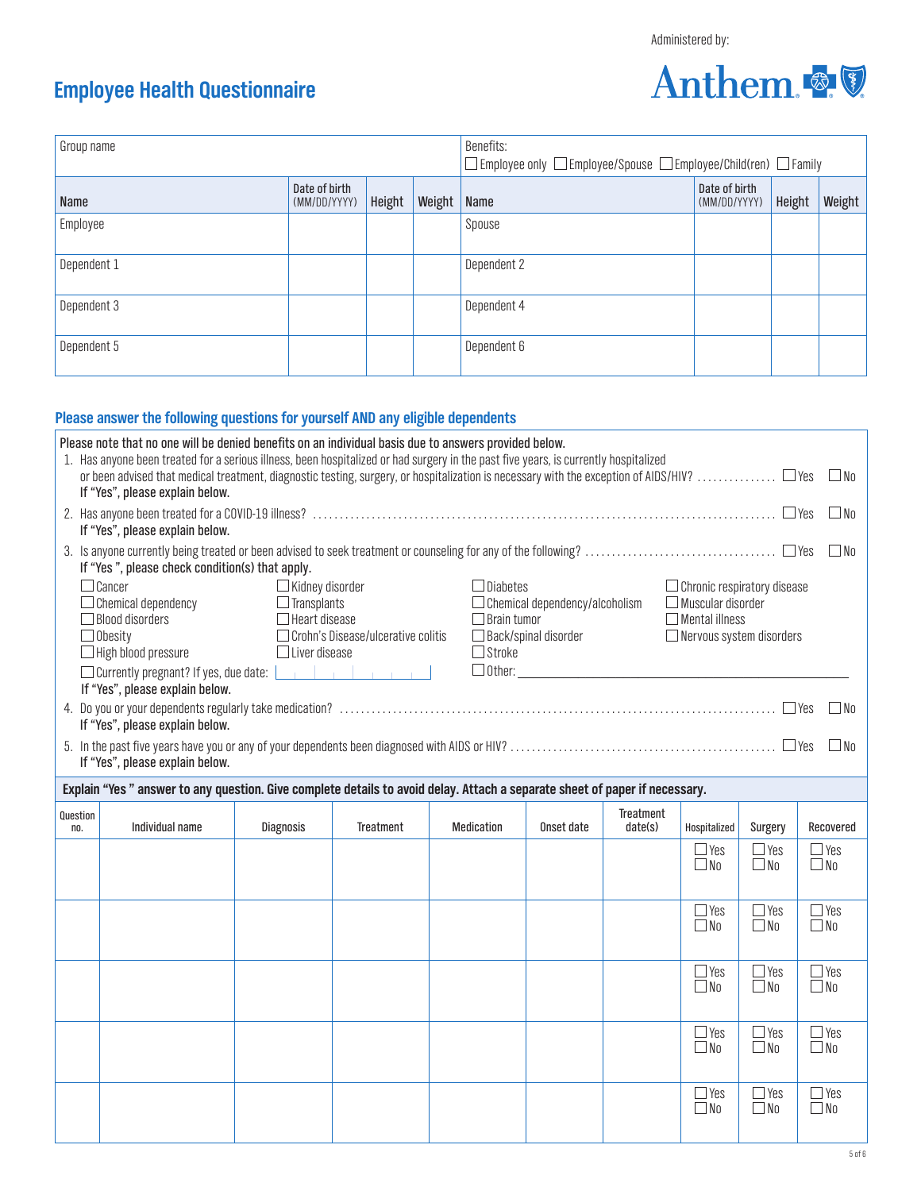Administered by: Anthem

# Employee Health Questionnaire

| Group name | | | | Benefits: ☐ Employee only ☐ Employee/Spouse ☐ Employee/Child(ren) ☐ Family | | | |
|---|---|---|---|---|---|---|---|
| **Name** | **Date of birth** (MM/DD/YYYY) | **Height** | **Weight** | **Name** | **Date of birth** (MM/DD/YYYY) | **Height** | **Weight** |
| Employee | | | | Spouse | | | |
| Dependent 1 | | | | Dependent 2 | | | |
| Dependent 3 | | | | Dependent 4 | | | |
| Dependent 5 | | | | Dependent 6 | | | |

## Please answer the following questions for yourself AND any eligible dependents

**Please note that no one will be denied benefits on an individual basis due to answers provided below.**

1. Has anyone been treated for a serious illness, been hospitalized or had surgery in the past five years, is currently hospitalized or been advised that medical treatment, diagnostic testing, surgery, or hospitalization is necessary with the exception of AIDS/HIV? ☐ Yes ☐ No
   **If "Yes", please explain below.**
2. Has anyone been treated for a COVID-19 illness? ☐ Yes ☐ No
   **If "Yes", please explain below.**
3. Is anyone currently being treated or been advised to seek treatment or counseling for any of the following? ☐ Yes ☐ No
   **If "Yes ", please check condition(s) that apply.**
   - ☐ Cancer
   - ☐ Chemical dependency
   - ☐ Blood disorders
   - ☐ Obesity
   - ☐ High blood pressure
   - ☐ Currently pregnant? If yes, due date: ________
   - ☐ Kidney disorder
   - ☐ Transplants
   - ☐ Heart disease
   - ☐ Crohn's Disease/ulcerative colitis
   - ☐ Liver disease
   - ☐ Diabetes
   - ☐ Chemical dependency/alcoholism
   - ☐ Brain tumor
   - ☐ Back/spinal disorder
   - ☐ Stroke
   - ☐ Other: ________
   - ☐ Chronic respiratory disease
   - ☐ Muscular disorder
   - ☐ Mental illness
   - ☐ Nervous system disorders

   **If "Yes", please explain below.**
4. Do you or your dependents regularly take medication? ☐ Yes ☐ No
   **If "Yes", please explain below.**
5. In the past five years have you or any of your dependents been diagnosed with AIDS or HIV? ☐ Yes ☐ No
   **If "Yes", please explain below.**

**Explain "Yes " answer to any question. Give complete details to avoid delay. Attach a separate sheet of paper if necessary.**

| Question no. | Individual name | Diagnosis | Treatment | Medication | Onset date | Treatment date(s) | Hospitalized | Surgery | Recovered |
|---|---|---|---|---|---|---|---|---|---|
| | | | | | | | ☐ Yes ☐ No | ☐ Yes ☐ No | ☐ Yes ☐ No |
| | | | | | | | ☐ Yes ☐ No | ☐ Yes ☐ No | ☐ Yes ☐ No |
| | | | | | | | ☐ Yes ☐ No | ☐ Yes ☐ No | ☐ Yes ☐ No |
| | | | | | | | ☐ Yes ☐ No | ☐ Yes ☐ No | ☐ Yes ☐ No |
| | | | | | | | ☐ Yes ☐ No | ☐ Yes ☐ No | ☐ Yes ☐ No |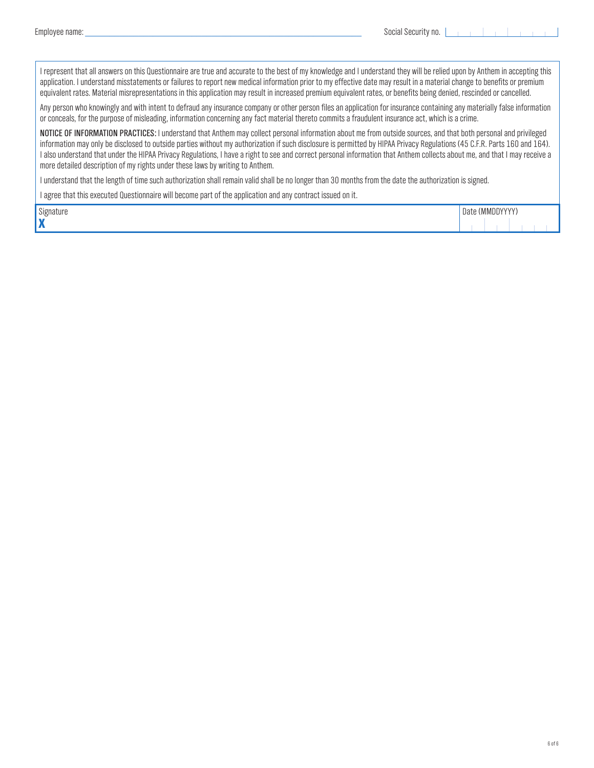Employee name: ______________________________ Social Security no. ___________

I represent that all answers on this Questionnaire are true and accurate to the best of my knowledge and I understand they will be relied upon by Anthem in accepting this application. I understand misstatements or failures to report new medical information prior to my effective date may result in a material change to benefits or premium equivalent rates. Material misrepresentations in this application may result in increased premium equivalent rates, or benefits being denied, rescinded or cancelled.

Any person who knowingly and with intent to defraud any insurance company or other person files an application for insurance containing any materially false information or conceals, for the purpose of misleading, information concerning any fact material thereto commits a fraudulent insurance act, which is a crime.

**NOTICE OF INFORMATION PRACTICES:** I understand that Anthem may collect personal information about me from outside sources, and that both personal and privileged information may only be disclosed to outside parties without my authorization if such disclosure is permitted by HIPAA Privacy Regulations (45 C.F.R. Parts 160 and 164). I also understand that under the HIPAA Privacy Regulations, I have a right to see and correct personal information that Anthem collects about me, and that I may receive a more detailed description of my rights under these laws by writing to Anthem.

I understand that the length of time such authorization shall remain valid shall be no longer than 30 months from the date the authorization is signed.

I agree that this executed Questionnaire will become part of the application and any contract issued on it.

| Signature | Date (MMDDYYYY) |
|---|---|
| **X** | |